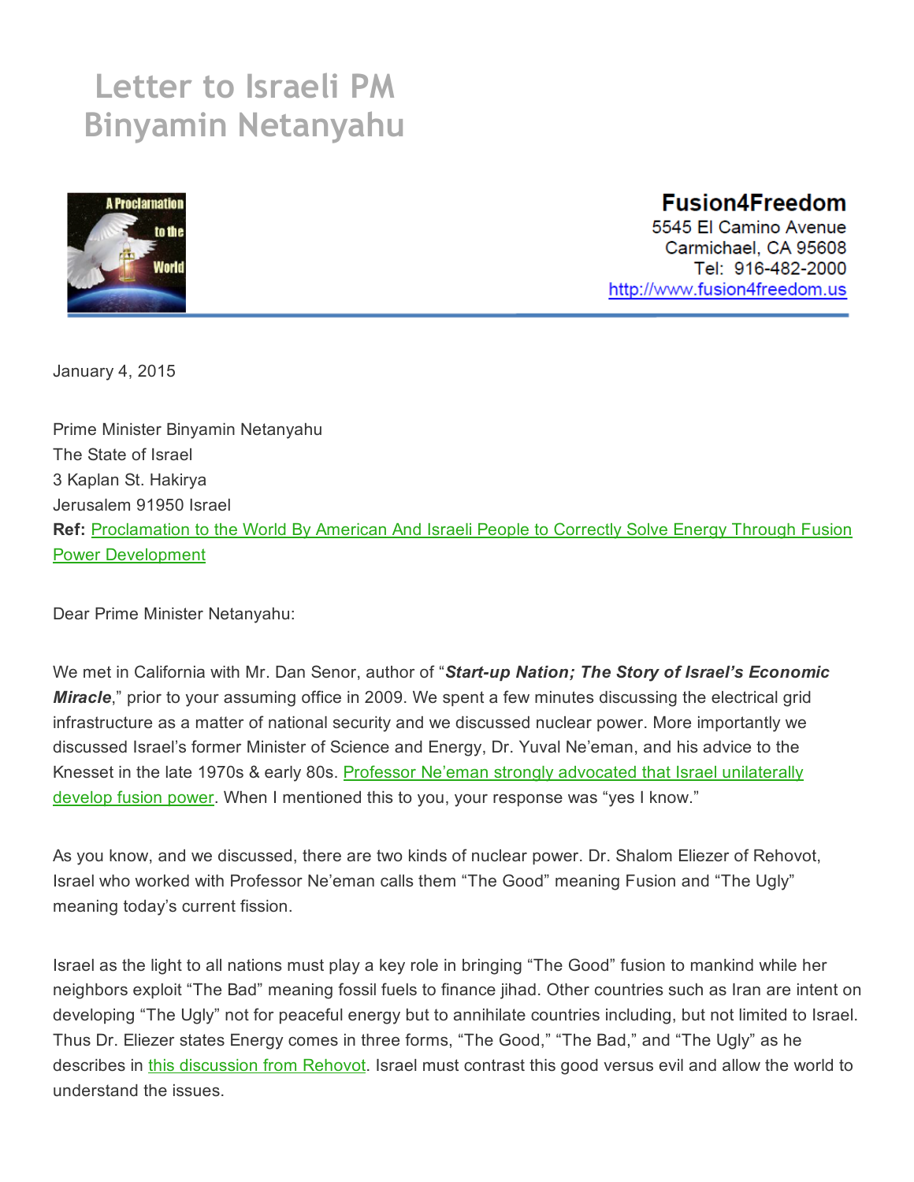# Letter to Israeli PM Binyamin Netanyahu

A Proclamation to the World

**Fusion4Freedom**
5545 El Camino Avenue
Carmichael, CA 95608
Tel: 916-482-2000
http://www.fusion4freedom.us

January 4, 2015

Prime Minister Binyamin Netanyahu
The State of Israel
3 Kaplan St. Hakirya
Jerusalem 91950 Israel
**Ref:** Proclamation to the World By American And Israeli People to Correctly Solve Energy Through Fusion Power Development

Dear Prime Minister Netanyahu:

We met in California with Mr. Dan Senor, author of "***Start-up Nation; The Story of Israel's Economic Miracle***," prior to your assuming office in 2009. We spent a few minutes discussing the electrical grid infrastructure as a matter of national security and we discussed nuclear power. More importantly we discussed Israel's former Minister of Science and Energy, Dr. Yuval Ne'eman, and his advice to the Knesset in the late 1970s & early 80s. Professor Ne'eman strongly advocated that Israel unilaterally develop fusion power. When I mentioned this to you, your response was "yes I know."

As you know, and we discussed, there are two kinds of nuclear power. Dr. Shalom Eliezer of Rehovot, Israel who worked with Professor Ne'eman calls them "The Good" meaning Fusion and "The Ugly" meaning today's current fission.

Israel as the light to all nations must play a key role in bringing "The Good" fusion to mankind while her neighbors exploit "The Bad" meaning fossil fuels to finance jihad. Other countries such as Iran are intent on developing "The Ugly" not for peaceful energy but to annihilate countries including, but not limited to Israel. Thus Dr. Eliezer states Energy comes in three forms, "The Good," "The Bad," and "The Ugly" as he describes in this discussion from Rehovot. Israel must contrast this good versus evil and allow the world to understand the issues.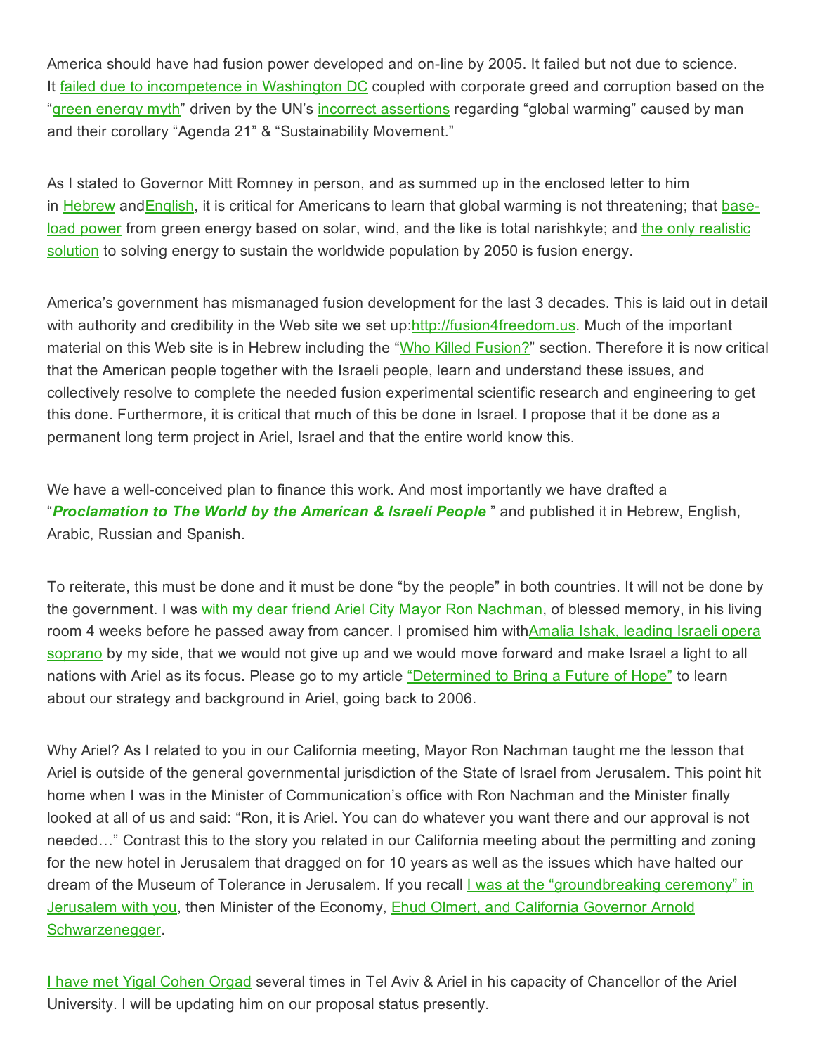America should have had fusion power developed and on-line by 2005. It failed but not due to science. It failed due to incompetence in Washington DC coupled with corporate greed and corruption based on the "green energy myth" driven by the UN's incorrect assertions regarding "global warming" caused by man and their corollary "Agenda 21" & "Sustainability Movement."

As I stated to Governor Mitt Romney in person, and as summed up in the enclosed letter to him in Hebrew andEnglish, it is critical for Americans to learn that global warming is not threatening; that base-load power from green energy based on solar, wind, and the like is total narishkyte; and the only realistic solution to solving energy to sustain the worldwide population by 2050 is fusion energy.

America's government has mismanaged fusion development for the last 3 decades. This is laid out in detail with authority and credibility in the Web site we set up:http://fusion4freedom.us. Much of the important material on this Web site is in Hebrew including the "Who Killed Fusion?" section. Therefore it is now critical that the American people together with the Israeli people, learn and understand these issues, and collectively resolve to complete the needed fusion experimental scientific research and engineering to get this done. Furthermore, it is critical that much of this be done in Israel. I propose that it be done as a permanent long term project in Ariel, Israel and that the entire world know this.

We have a well-conceived plan to finance this work. And most importantly we have drafted a "***Proclamation to The World by the American & Israeli People*** " and published it in Hebrew, English, Arabic, Russian and Spanish.

To reiterate, this must be done and it must be done "by the people" in both countries. It will not be done by the government. I was with my dear friend Ariel City Mayor Ron Nachman, of blessed memory, in his living room 4 weeks before he passed away from cancer. I promised him withAmalia Ishak, leading Israeli opera soprano by my side, that we would not give up and we would move forward and make Israel a light to all nations with Ariel as its focus. Please go to my article "Determined to Bring a Future of Hope" to learn about our strategy and background in Ariel, going back to 2006.

Why Ariel? As I related to you in our California meeting, Mayor Ron Nachman taught me the lesson that Ariel is outside of the general governmental jurisdiction of the State of Israel from Jerusalem. This point hit home when I was in the Minister of Communication's office with Ron Nachman and the Minister finally looked at all of us and said: "Ron, it is Ariel. You can do whatever you want there and our approval is not needed…" Contrast this to the story you related in our California meeting about the permitting and zoning for the new hotel in Jerusalem that dragged on for 10 years as well as the issues which have halted our dream of the Museum of Tolerance in Jerusalem. If you recall I was at the "groundbreaking ceremony" in Jerusalem with you, then Minister of the Economy, Ehud Olmert, and California Governor Arnold Schwarzenegger.

I have met Yigal Cohen Orgad several times in Tel Aviv & Ariel in his capacity of Chancellor of the Ariel University. I will be updating him on our proposal status presently.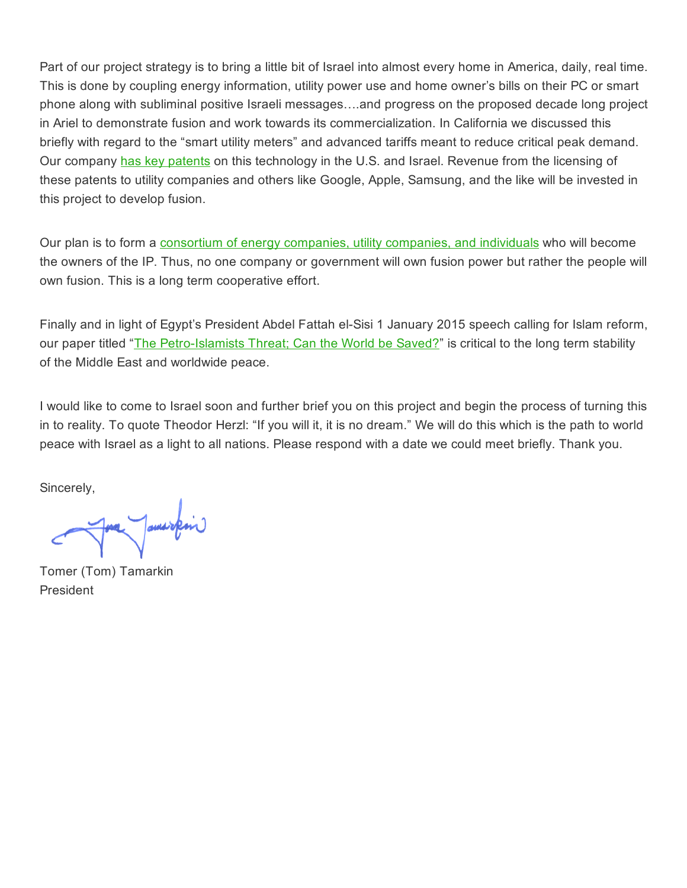Part of our project strategy is to bring a little bit of Israel into almost every home in America, daily, real time. This is done by coupling energy information, utility power use and home owner's bills on their PC or smart phone along with subliminal positive Israeli messages….and progress on the proposed decade long project in Ariel to demonstrate fusion and work towards its commercialization. In California we discussed this briefly with regard to the "smart utility meters" and advanced tariffs meant to reduce critical peak demand. Our company has key patents on this technology in the U.S. and Israel. Revenue from the licensing of these patents to utility companies and others like Google, Apple, Samsung, and the like will be invested in this project to develop fusion.

Our plan is to form a consortium of energy companies, utility companies, and individuals who will become the owners of the IP. Thus, no one company or government will own fusion power but rather the people will own fusion. This is a long term cooperative effort.

Finally and in light of Egypt's President Abdel Fattah el-Sisi 1 January 2015 speech calling for Islam reform, our paper titled "The Petro-Islamists Threat; Can the World be Saved?" is critical to the long term stability of the Middle East and worldwide peace.

I would like to come to Israel soon and further brief you on this project and begin the process of turning this in to reality. To quote Theodor Herzl: "If you will it, it is no dream." We will do this which is the path to world peace with Israel as a light to all nations. Please respond with a date we could meet briefly. Thank you.

Sincerely,

Tomer (Tom) Tamarkin
President